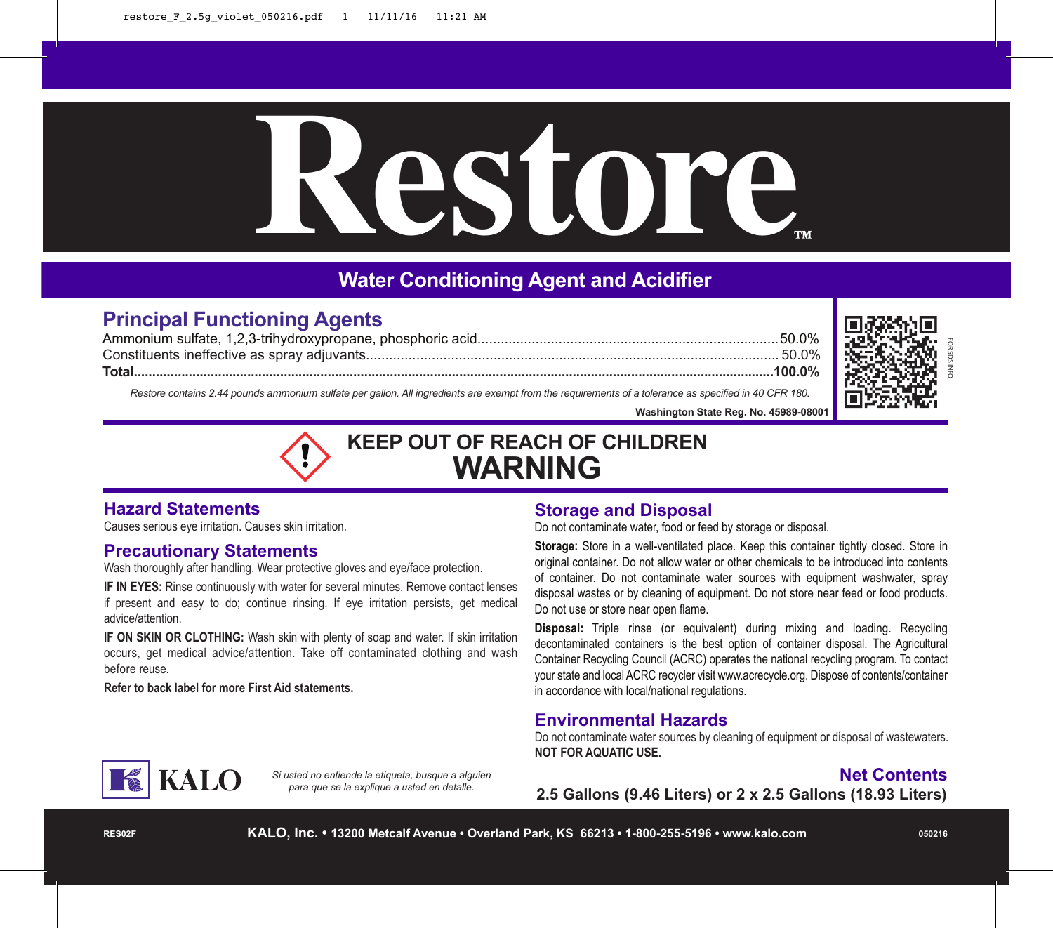# Restore™

## Water Conditioning Agent and Acidifier

## Principal Functioning Agents

| | |
|---|---|
| Ammonium sulfate, 1,2,3-trihydroxypropane, phosphoric acid | 50.0% |
| Constituents ineffective as spray adjuvants | 50.0% |
| **Total** | **100.0%** |

*Restore contains 2.44 pounds ammonium sulfate per gallon. All ingredients are exempt from the requirements of a tolerance as specified in 40 CFR 180.*

**Washington State Reg. No. 45989-08001**

FOR SDS INFO

## KEEP OUT OF REACH OF CHILDREN
# WARNING

## Hazard Statements

Causes serious eye irritation. Causes skin irritation.

## Precautionary Statements

Wash thoroughly after handling. Wear protective gloves and eye/face protection.

**IF IN EYES:** Rinse continuously with water for several minutes. Remove contact lenses if present and easy to do; continue rinsing. If eye irritation persists, get medical advice/attention.

**IF ON SKIN OR CLOTHING:** Wash skin with plenty of soap and water. If skin irritation occurs, get medical advice/attention. Take off contaminated clothing and wash before reuse.

**Refer to back label for more First Aid statements.**

## Storage and Disposal

Do not contaminate water, food or feed by storage or disposal.

**Storage:** Store in a well-ventilated place. Keep this container tightly closed. Store in original container. Do not allow water or other chemicals to be introduced into contents of container. Do not contaminate water sources with equipment washwater, spray disposal wastes or by cleaning of equipment. Do not store near feed or food products. Do not use or store near open flame.

**Disposal:** Triple rinse (or equivalent) during mixing and loading. Recycling decontaminated containers is the best option of container disposal. The Agricultural Container Recycling Council (ACRC) operates the national recycling program. To contact your state and local ACRC recycler visit www.acrecycle.org. Dispose of contents/container in accordance with local/national regulations.

## Environmental Hazards

Do not contaminate water sources by cleaning of equipment or disposal of wastewaters.
**NOT FOR AQUATIC USE.**

KALO

*Si usted no entiende la etiqueta, busque a alguien para que se la explique a usted en detalle.*

## Net Contents

**2.5 Gallons (9.46 Liters) or 2 x 2.5 Gallons (18.93 Liters)**

RES02F

**KALO, Inc. • 13200 Metcalf Avenue • Overland Park, KS 66213 • 1-800-255-5196 • www.kalo.com**

050216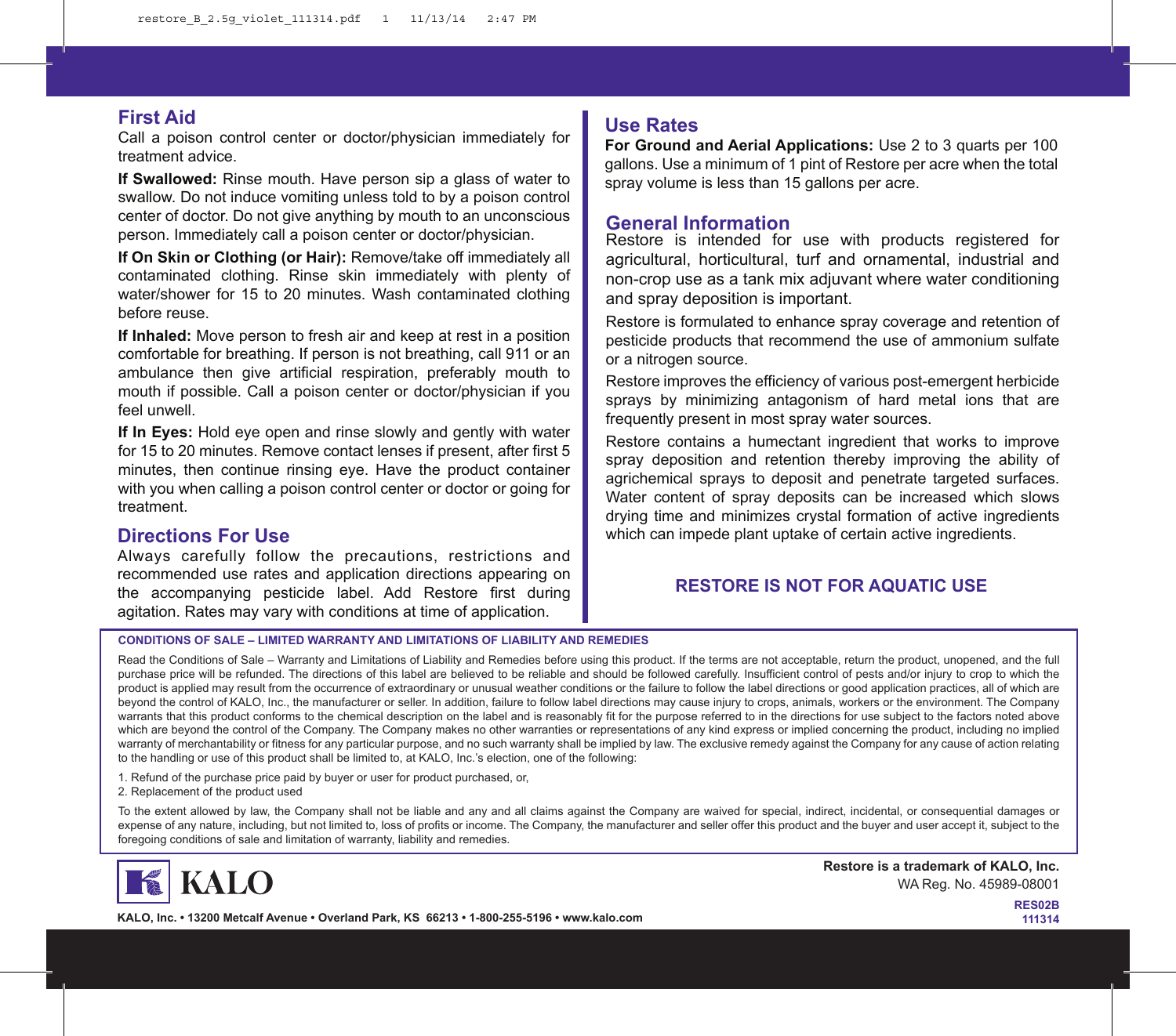## First Aid

Call a poison control center or doctor/physician immediately for treatment advice.

**If Swallowed:** Rinse mouth. Have person sip a glass of water to swallow. Do not induce vomiting unless told to by a poison control center of doctor. Do not give anything by mouth to an unconscious person. Immediately call a poison center or doctor/physician.

**If On Skin or Clothing (or Hair):** Remove/take off immediately all contaminated clothing. Rinse skin immediately with plenty of water/shower for 15 to 20 minutes. Wash contaminated clothing before reuse.

**If Inhaled:** Move person to fresh air and keep at rest in a position comfortable for breathing. If person is not breathing, call 911 or an ambulance then give artificial respiration, preferably mouth to mouth if possible. Call a poison center or doctor/physician if you feel unwell.

**If In Eyes:** Hold eye open and rinse slowly and gently with water for 15 to 20 minutes. Remove contact lenses if present, after first 5 minutes, then continue rinsing eye. Have the product container with you when calling a poison control center or doctor or going for treatment.

## Directions For Use

Always carefully follow the precautions, restrictions and recommended use rates and application directions appearing on the accompanying pesticide label. Add Restore first during agitation. Rates may vary with conditions at time of application.

## Use Rates

**For Ground and Aerial Applications:** Use 2 to 3 quarts per 100 gallons. Use a minimum of 1 pint of Restore per acre when the total spray volume is less than 15 gallons per acre.

## General Information

Restore is intended for use with products registered for agricultural, horticultural, turf and ornamental, industrial and non-crop use as a tank mix adjuvant where water conditioning and spray deposition is important.

Restore is formulated to enhance spray coverage and retention of pesticide products that recommend the use of ammonium sulfate or a nitrogen source.

Restore improves the efficiency of various post-emergent herbicide sprays by minimizing antagonism of hard metal ions that are frequently present in most spray water sources.

Restore contains a humectant ingredient that works to improve spray deposition and retention thereby improving the ability of agrichemical sprays to deposit and penetrate targeted surfaces. Water content of spray deposits can be increased which slows drying time and minimizes crystal formation of active ingredients which can impede plant uptake of certain active ingredients.

**RESTORE IS NOT FOR AQUATIC USE**

**CONDITIONS OF SALE – LIMITED WARRANTY AND LIMITATIONS OF LIABILITY AND REMEDIES**

Read the Conditions of Sale – Warranty and Limitations of Liability and Remedies before using this product. If the terms are not acceptable, return the product, unopened, and the full purchase price will be refunded. The directions of this label are believed to be reliable and should be followed carefully. Insufficient control of pests and/or injury to crop to which the product is applied may result from the occurrence of extraordinary or unusual weather conditions or the failure to follow the label directions or good application practices, all of which are beyond the control of KALO, Inc., the manufacturer or seller. In addition, failure to follow label directions may cause injury to crops, animals, workers or the environment. The Company warrants that this product conforms to the chemical description on the label and is reasonably fit for the purpose referred to in the directions for use subject to the factors noted above which are beyond the control of the Company. The Company makes no other warranties or representations of any kind express or implied concerning the product, including no implied warranty of merchantability or fitness for any particular purpose, and no such warranty shall be implied by law. The exclusive remedy against the Company for any cause of action relating to the handling or use of this product shall be limited to, at KALO, Inc.'s election, one of the following:

1. Refund of the purchase price paid by buyer or user for product purchased, or,
2. Replacement of the product used

To the extent allowed by law, the Company shall not be liable and any and all claims against the Company are waived for special, indirect, incidental, or consequential damages or expense of any nature, including, but not limited to, loss of profits or income. The Company, the manufacturer and seller offer this product and the buyer and user accept it, subject to the foregoing conditions of sale and limitation of warranty, liability and remedies.

KALO

**Restore is a trademark of KALO, Inc.**

WA Reg. No. 45989-08001

**KALO, Inc. • 13200 Metcalf Avenue • Overland Park, KS 66213 • 1-800-255-5196 • www.kalo.com**

**RES02B**
**111314**